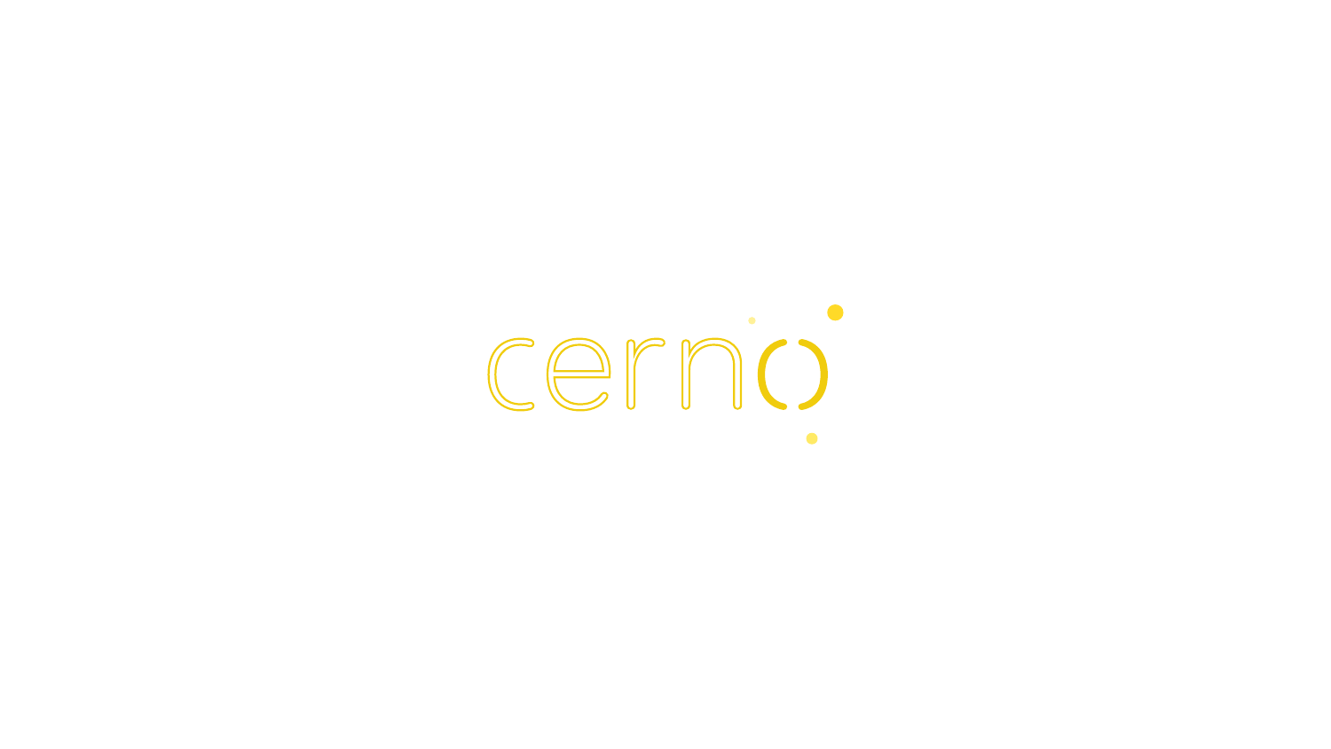cerno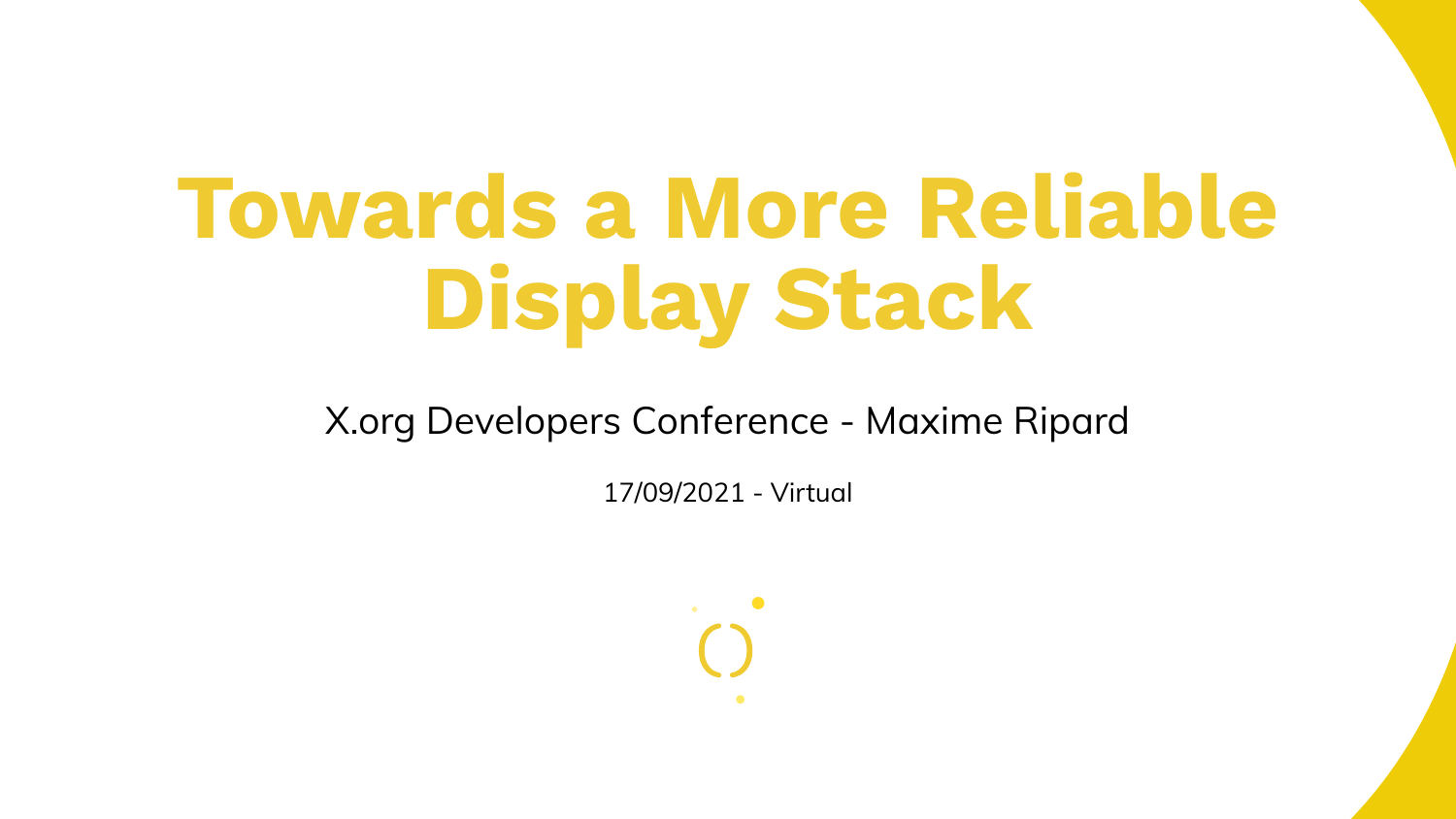# Towards a More Reliable Display Stack

X.org Developers Conference - Maxime Ripard

17/09/2021 - Virtual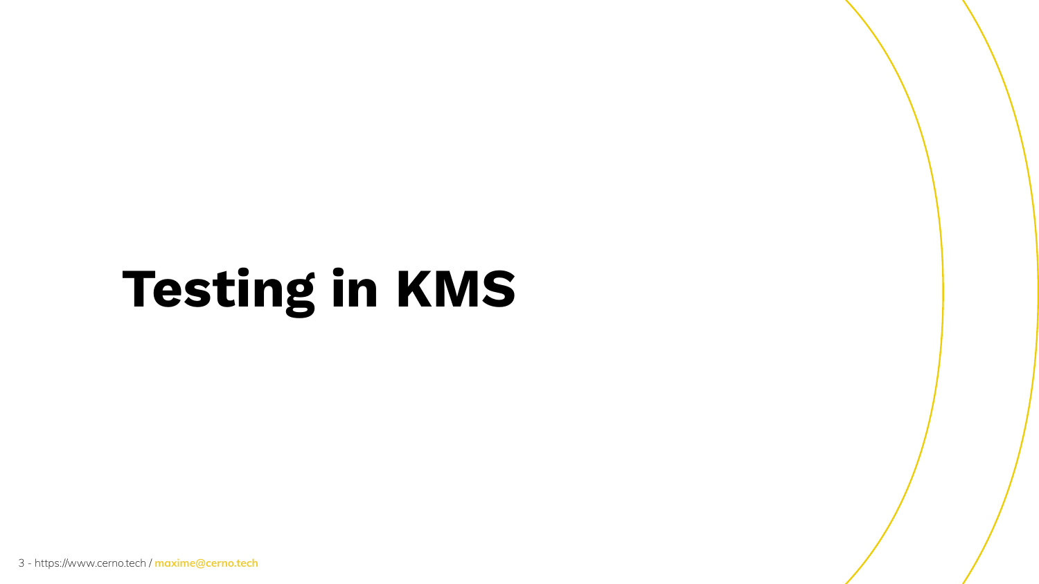# Testing in KMS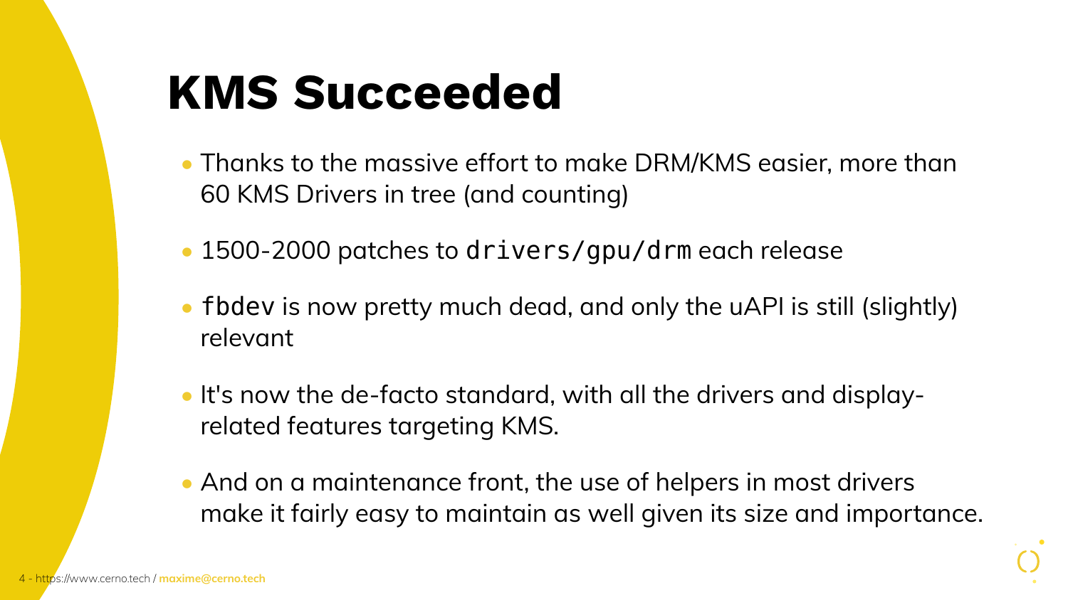# KMS Succeeded

- Thanks to the massive effort to make DRM/KMS easier, more than 60 KMS Drivers in tree (and counting)
- 1500-2000 patches to `drivers/gpu/drm` each release
- `fbdev` is now pretty much dead, and only the uAPI is still (slightly) relevant
- It's now the de-facto standard, with all the drivers and display-related features targeting KMS.
- And on a maintenance front, the use of helpers in most drivers make it fairly easy to maintain as well given its size and importance.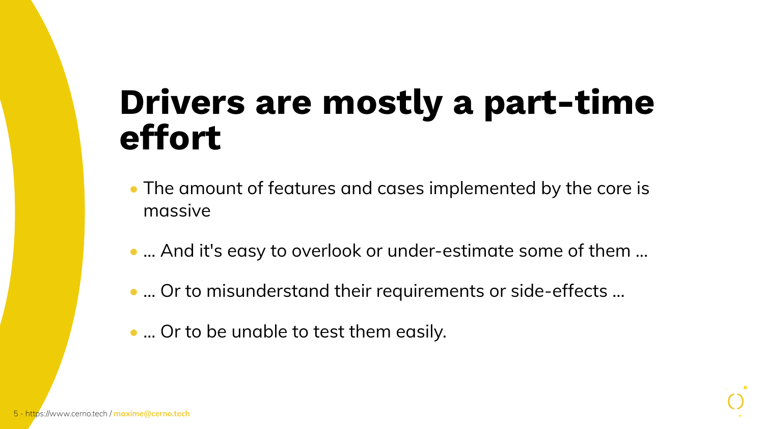# Drivers are mostly a part-time effort

- The amount of features and cases implemented by the core is massive
- … And it's easy to overlook or under-estimate some of them …
- … Or to misunderstand their requirements or side-effects …
- … Or to be unable to test them easily.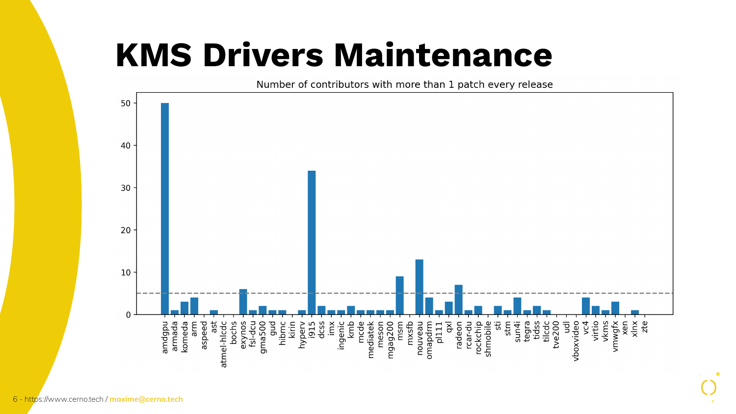# KMS Drivers Maintenance

Number of contributors with more than 1 patch every release

| Driver | Contributors |
| --- | --- |
| amdgpu | 50 |
| armada | 1 |
| komeda | 3 |
| arm | 4 |
| aspeed | 0 |
| ast | 1 |
| atmel-hlcdc | 0 |
| bochs | 0 |
| exynos | 6 |
| fsl-dcu | 1 |
| gma500 | 2 |
| gud | 1 |
| hibmc | 1 |
| kirin | 0 |
| hyperv | 1 |
| i915 | 34 |
| dcss | 2 |
| imx | 1 |
| ingenic | 1 |
| kmb | 2 |
| mcde | 1 |
| mediatek | 1 |
| meson | 1 |
| mgag200 | 1 |
| msm | 9 |
| mxsfb | 0 |
| nouveau | 13 |
| omapdrm | 4 |
| pl111 | 1 |
| qxl | 3 |
| radeon | 7 |
| rcar-du | 1 |
| rockchip | 2 |
| shmobile | 0 |
| sti | 2 |
| stm | 1 |
| sun4i | 4 |
| tegra | 1 |
| tidss | 2 |
| tilcdc | 1 |
| tve200 | 0 |
| udl | 0 |
| vboxvideo | 0 |
| vc4 | 4 |
| virtio | 2 |
| vkms | 1 |
| vmwgfx | 3 |
| xen | 0 |
| xlnx | 1 |
| zte | 0 |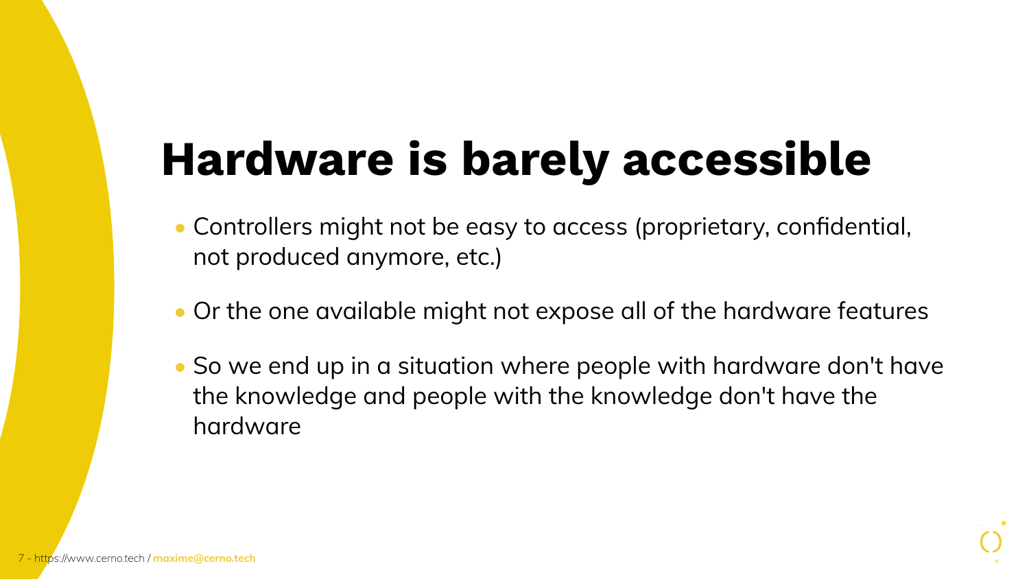# Hardware is barely accessible

- Controllers might not be easy to access (proprietary, confidential, not produced anymore, etc.)
- Or the one available might not expose all of the hardware features
- So we end up in a situation where people with hardware don't have the knowledge and people with the knowledge don't have the hardware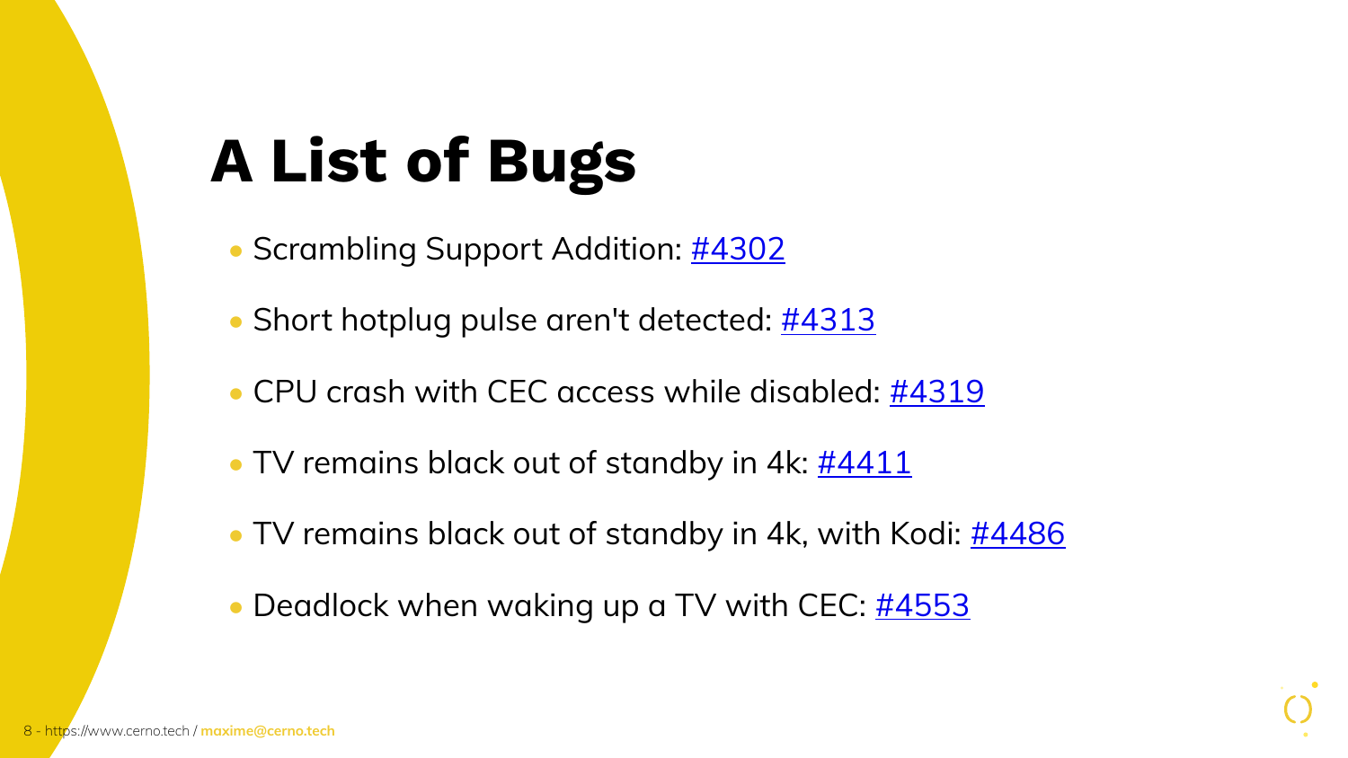# A List of Bugs

- Scrambling Support Addition: #4302
- Short hotplug pulse aren't detected: #4313
- CPU crash with CEC access while disabled: #4319
- TV remains black out of standby in 4k: #4411
- TV remains black out of standby in 4k, with Kodi: #4486
- Deadlock when waking up a TV with CEC: #4553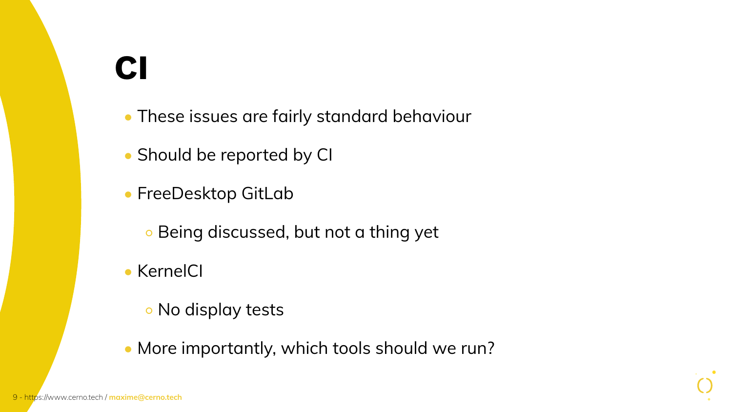# CI

- These issues are fairly standard behaviour
- Should be reported by CI
- FreeDesktop GitLab
  - Being discussed, but not a thing yet
- KernelCI
  - No display tests
- More importantly, which tools should we run?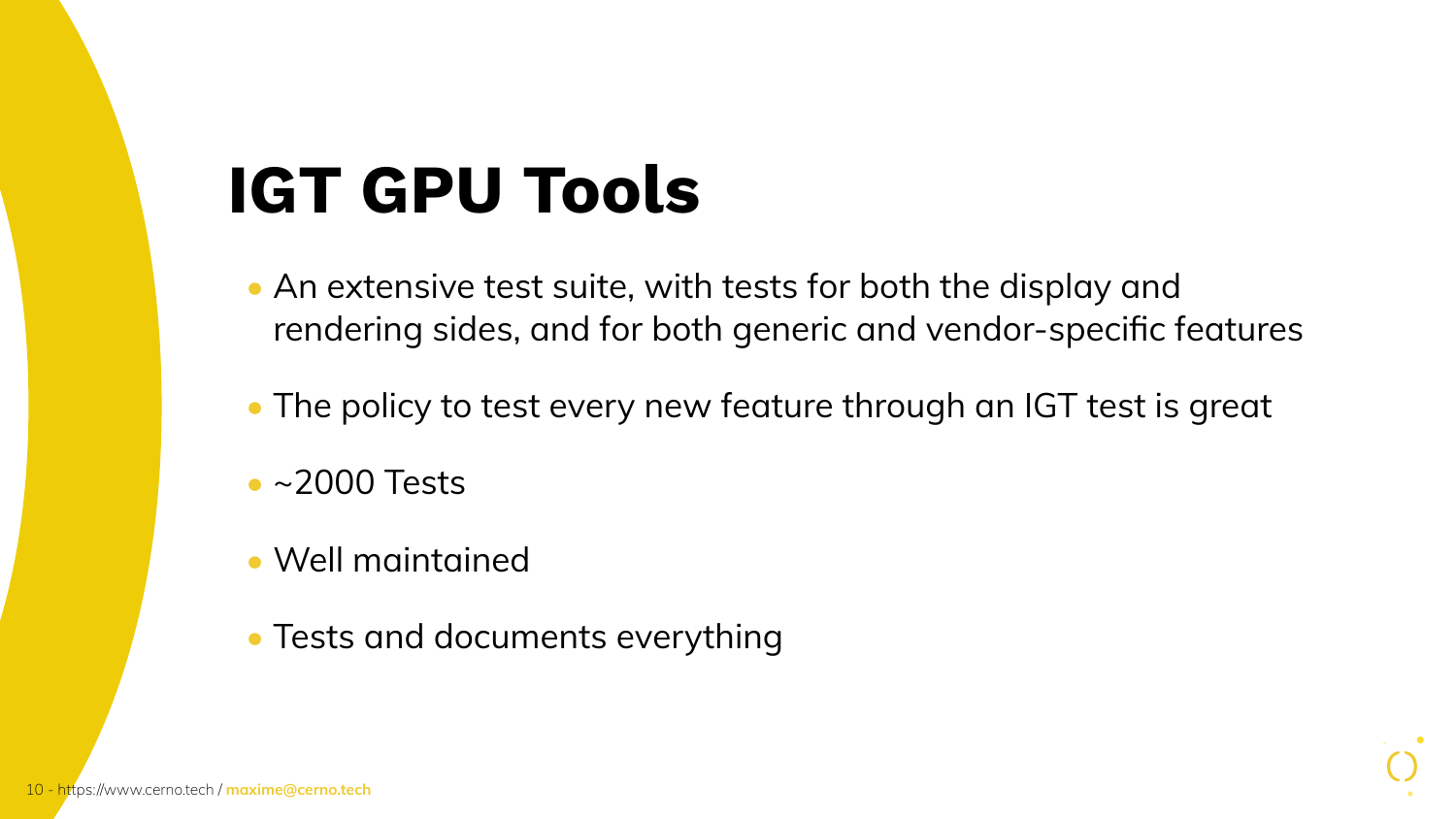# IGT GPU Tools

- An extensive test suite, with tests for both the display and rendering sides, and for both generic and vendor-specific features
- The policy to test every new feature through an IGT test is great
- ~2000 Tests
- Well maintained
- Tests and documents everything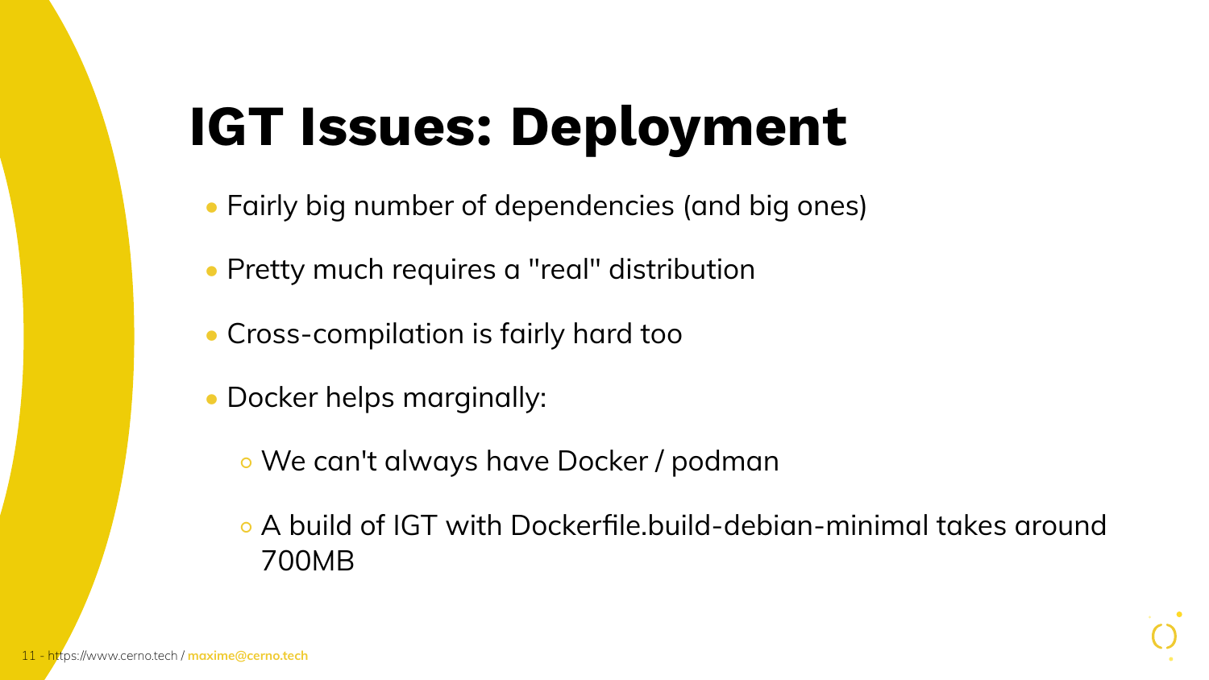# IGT Issues: Deployment

- Fairly big number of dependencies (and big ones)
- Pretty much requires a "real" distribution
- Cross-compilation is fairly hard too
- Docker helps marginally:
  - We can't always have Docker / podman
  - A build of IGT with Dockerfile.build-debian-minimal takes around 700MB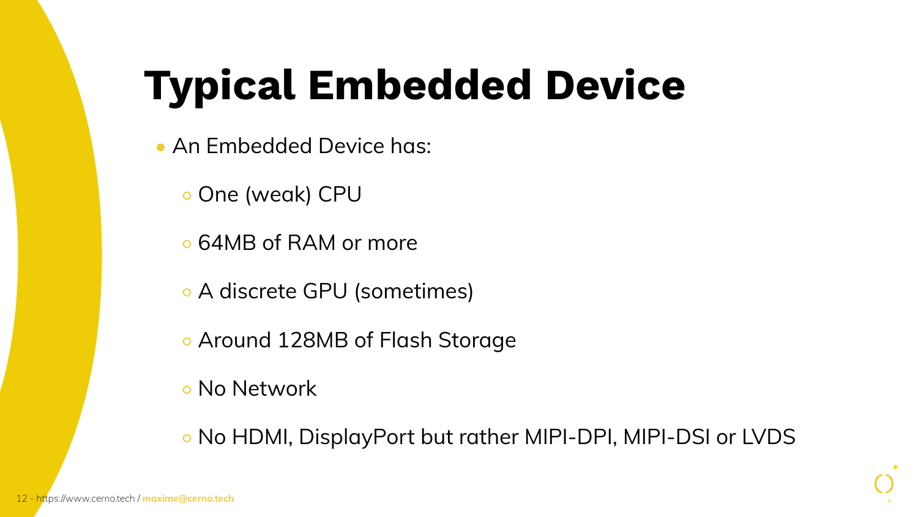# Typical Embedded Device

- An Embedded Device has:
  - One (weak) CPU
  - 64MB of RAM or more
  - A discrete GPU (sometimes)
  - Around 128MB of Flash Storage
  - No Network
  - No HDMI, DisplayPort but rather MIPI-DPI, MIPI-DSI or LVDS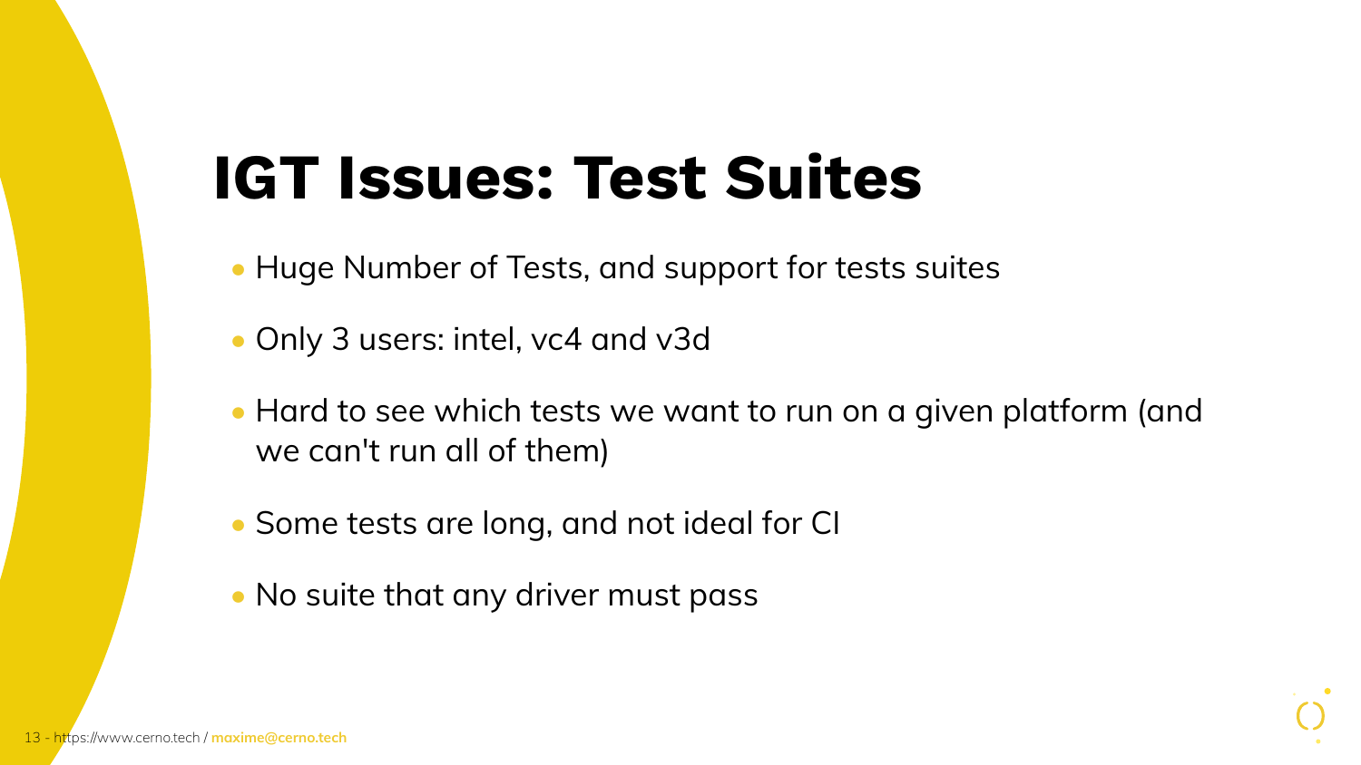# IGT Issues: Test Suites

- Huge Number of Tests, and support for tests suites
- Only 3 users: intel, vc4 and v3d
- Hard to see which tests we want to run on a given platform (and we can't run all of them)
- Some tests are long, and not ideal for CI
- No suite that any driver must pass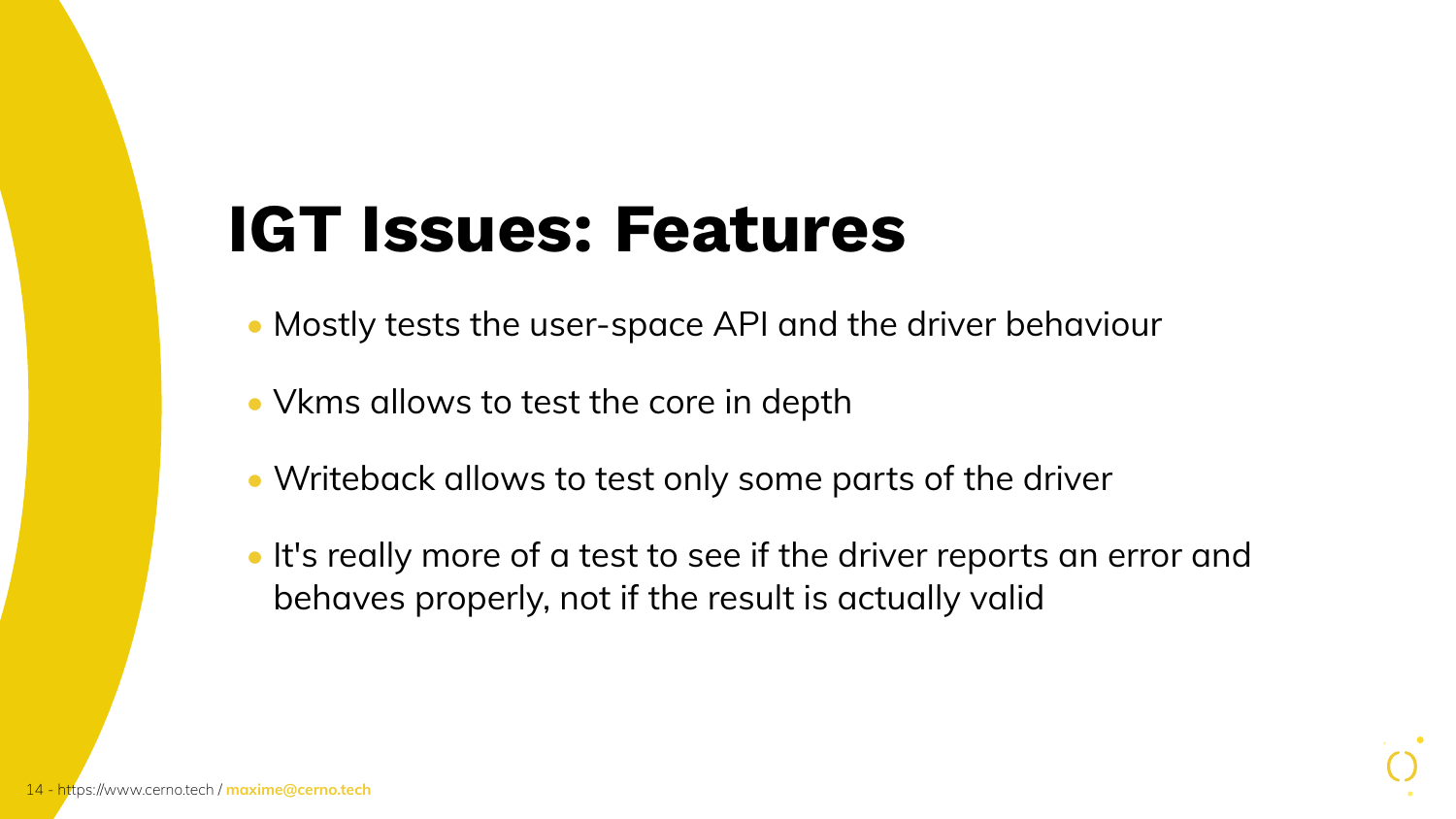# IGT Issues: Features

- Mostly tests the user-space API and the driver behaviour
- Vkms allows to test the core in depth
- Writeback allows to test only some parts of the driver
- It's really more of a test to see if the driver reports an error and behaves properly, not if the result is actually valid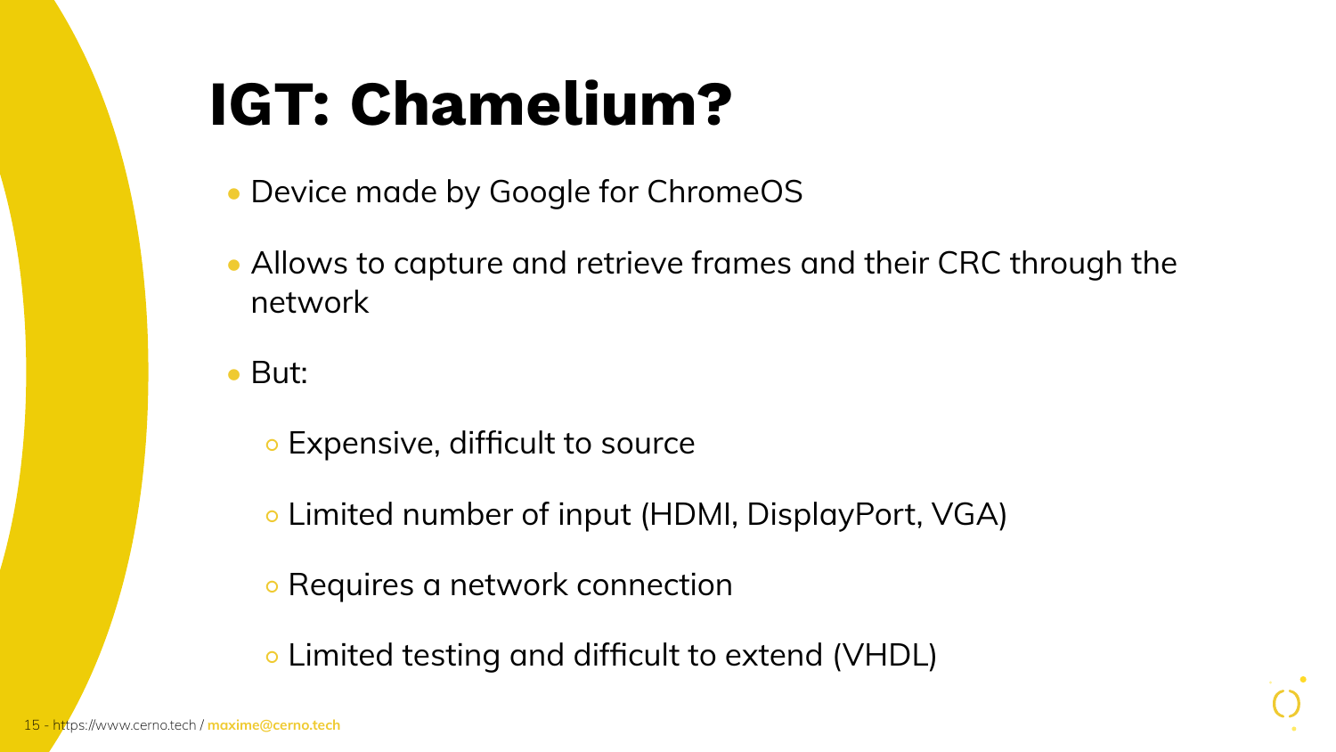# IGT: Chamelium?

- Device made by Google for ChromeOS
- Allows to capture and retrieve frames and their CRC through the network
- But:
  - Expensive, difficult to source
  - Limited number of input (HDMI, DisplayPort, VGA)
  - Requires a network connection
  - Limited testing and difficult to extend (VHDL)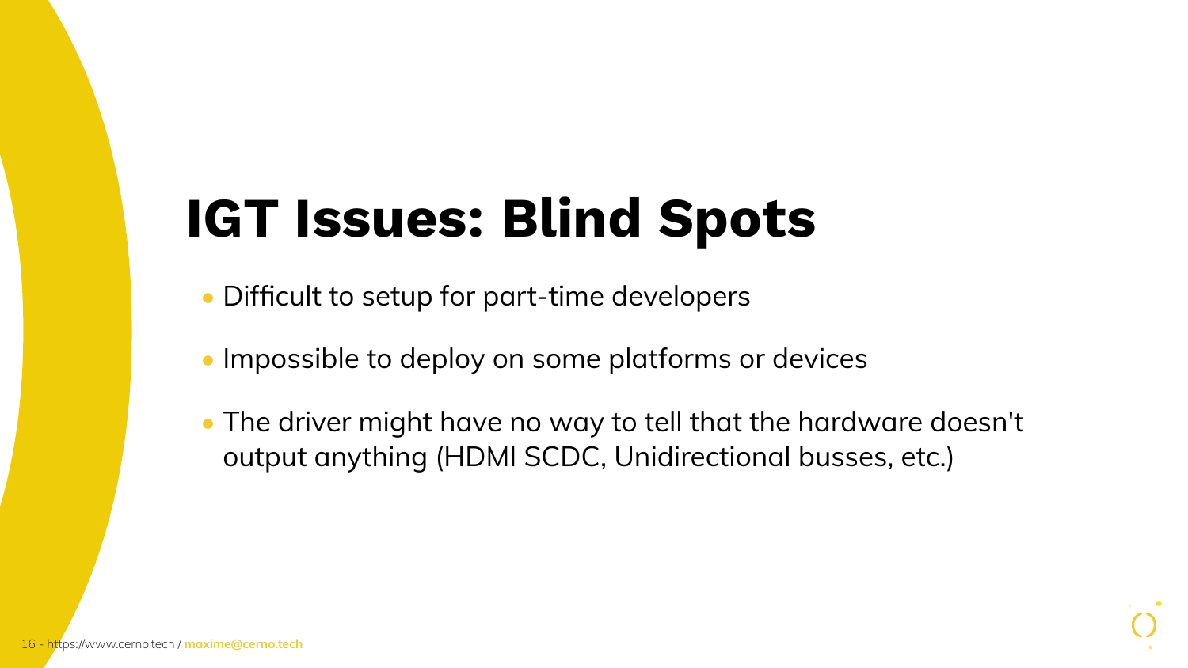# IGT Issues: Blind Spots

- Difficult to setup for part-time developers
- Impossible to deploy on some platforms or devices
- The driver might have no way to tell that the hardware doesn't output anything (HDMI SCDC, Unidirectional busses, etc.)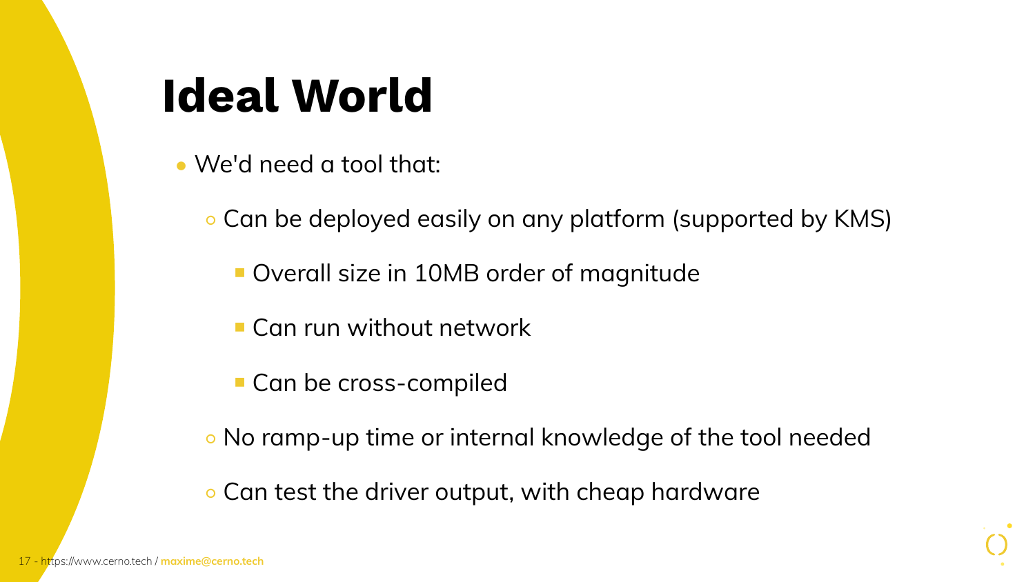# Ideal World

- We'd need a tool that:
  - Can be deployed easily on any platform (supported by KMS)
    - Overall size in 10MB order of magnitude
    - Can run without network
    - Can be cross-compiled
  - No ramp-up time or internal knowledge of the tool needed
  - Can test the driver output, with cheap hardware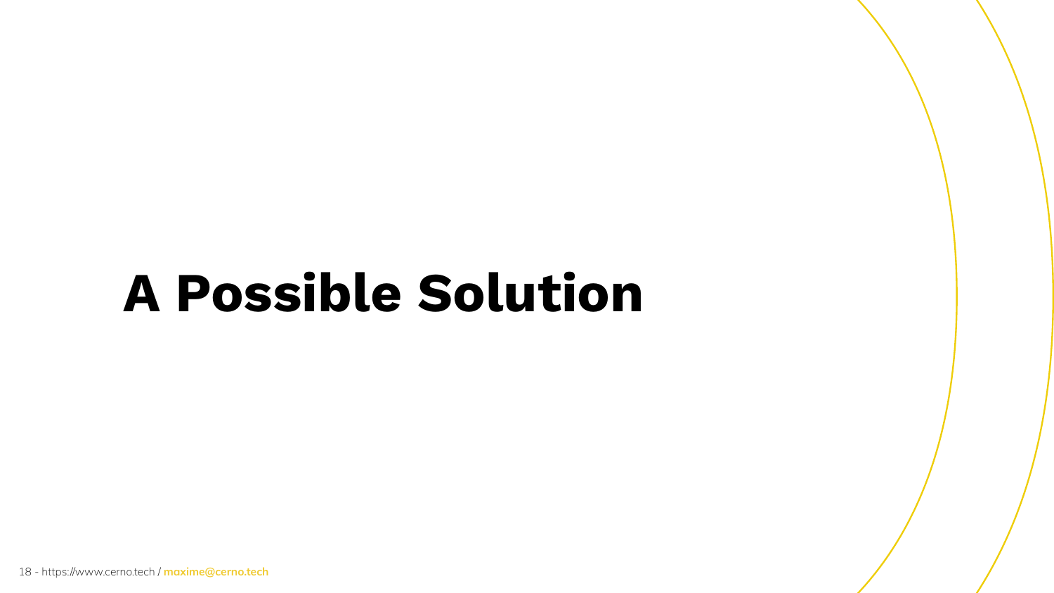# A Possible Solution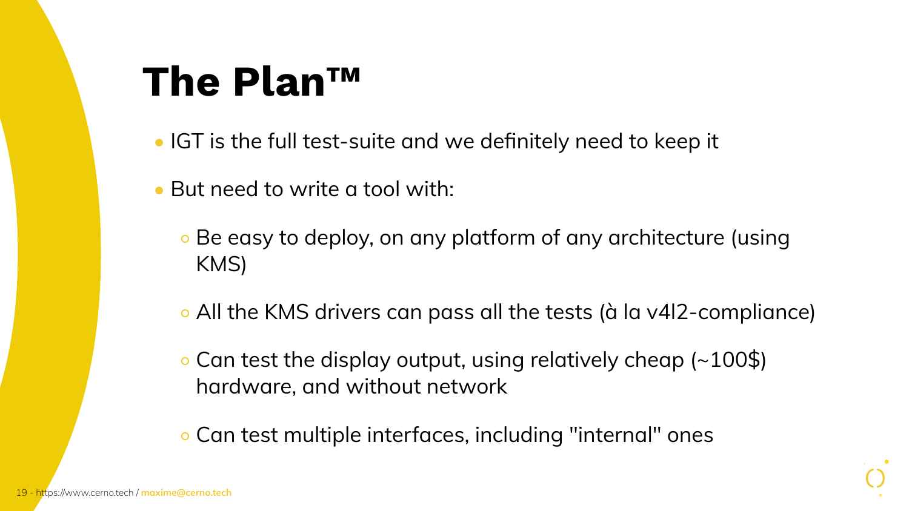# The Plan™

- IGT is the full test-suite and we definitely need to keep it
- But need to write a tool with:
  - Be easy to deploy, on any platform of any architecture (using KMS)
  - All the KMS drivers can pass all the tests (à la v4l2-compliance)
  - Can test the display output, using relatively cheap (~100$) hardware, and without network
  - Can test multiple interfaces, including "internal" ones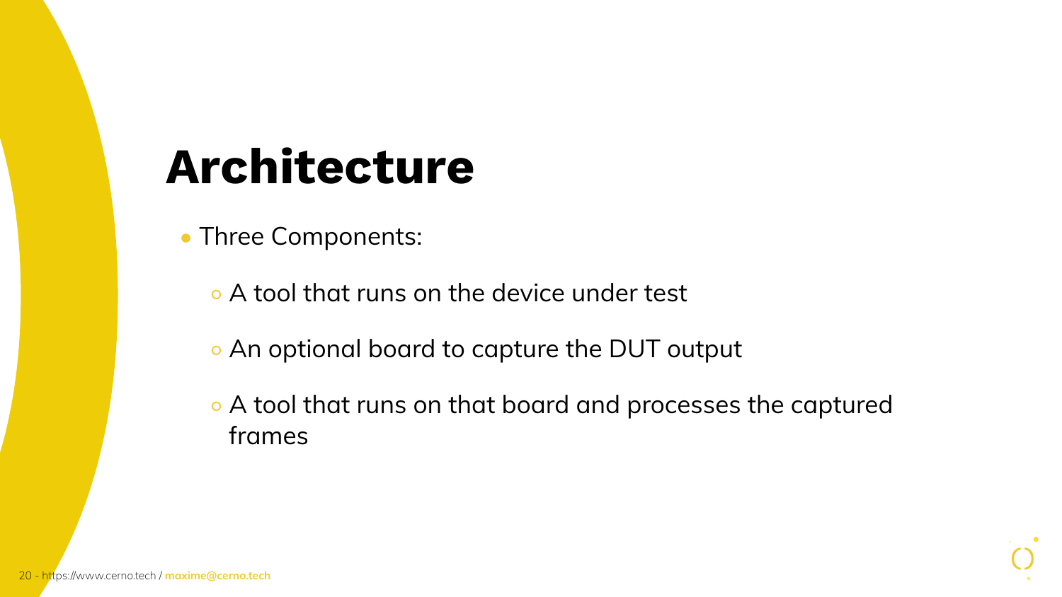# Architecture

- Three Components:
  - A tool that runs on the device under test
  - An optional board to capture the DUT output
  - A tool that runs on that board and processes the captured frames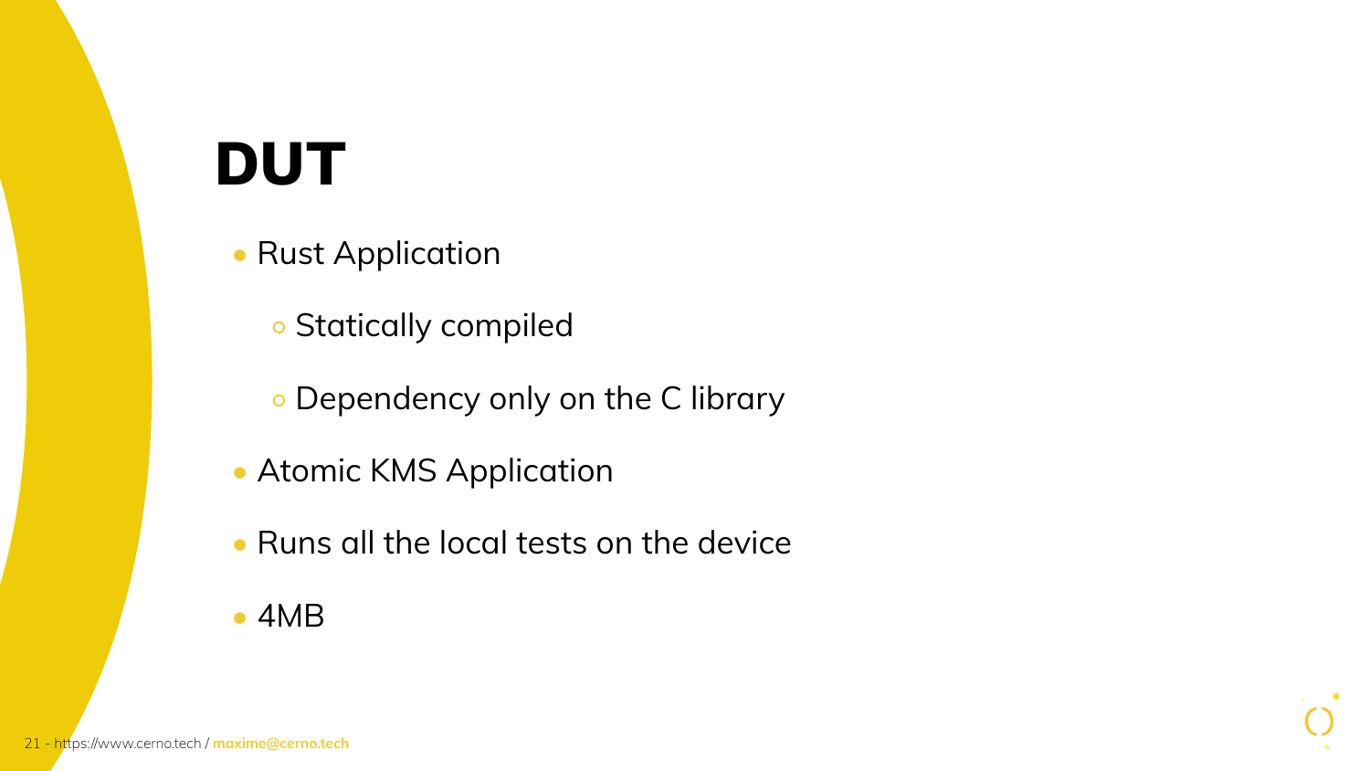# DUT

- Rust Application
  - Statically compiled
  - Dependency only on the C library
- Atomic KMS Application
- Runs all the local tests on the device
- 4MB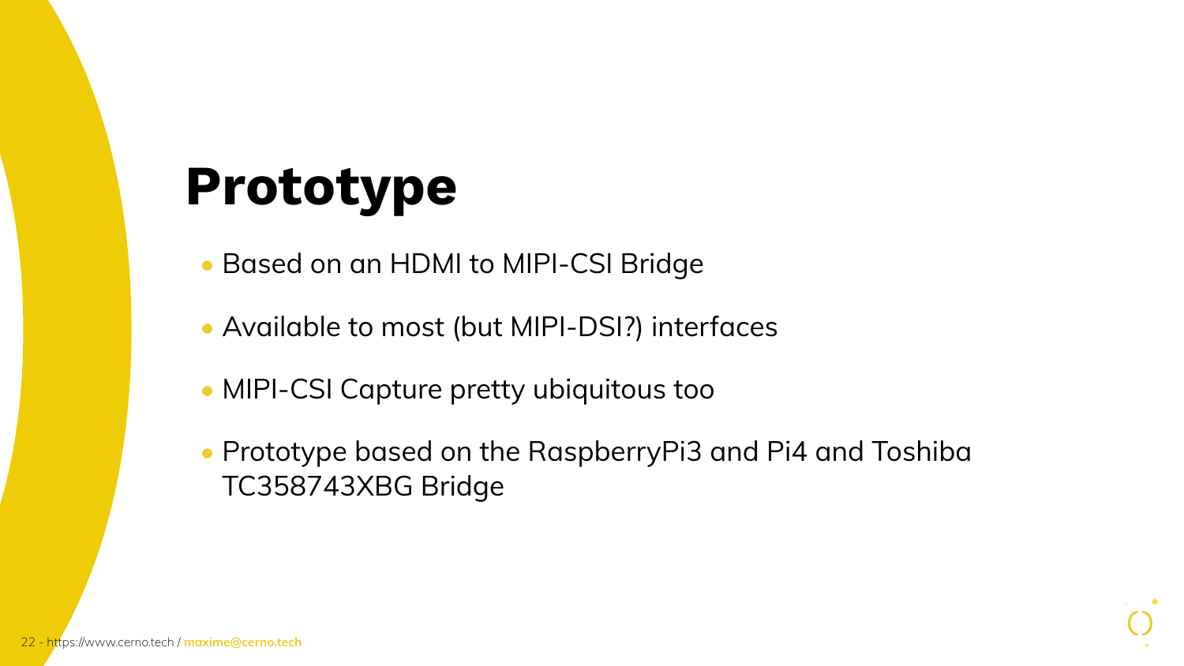# Prototype

- Based on an HDMI to MIPI-CSI Bridge
- Available to most (but MIPI-DSI?) interfaces
- MIPI-CSI Capture pretty ubiquitous too
- Prototype based on the RaspberryPi3 and Pi4 and Toshiba TC358743XBG Bridge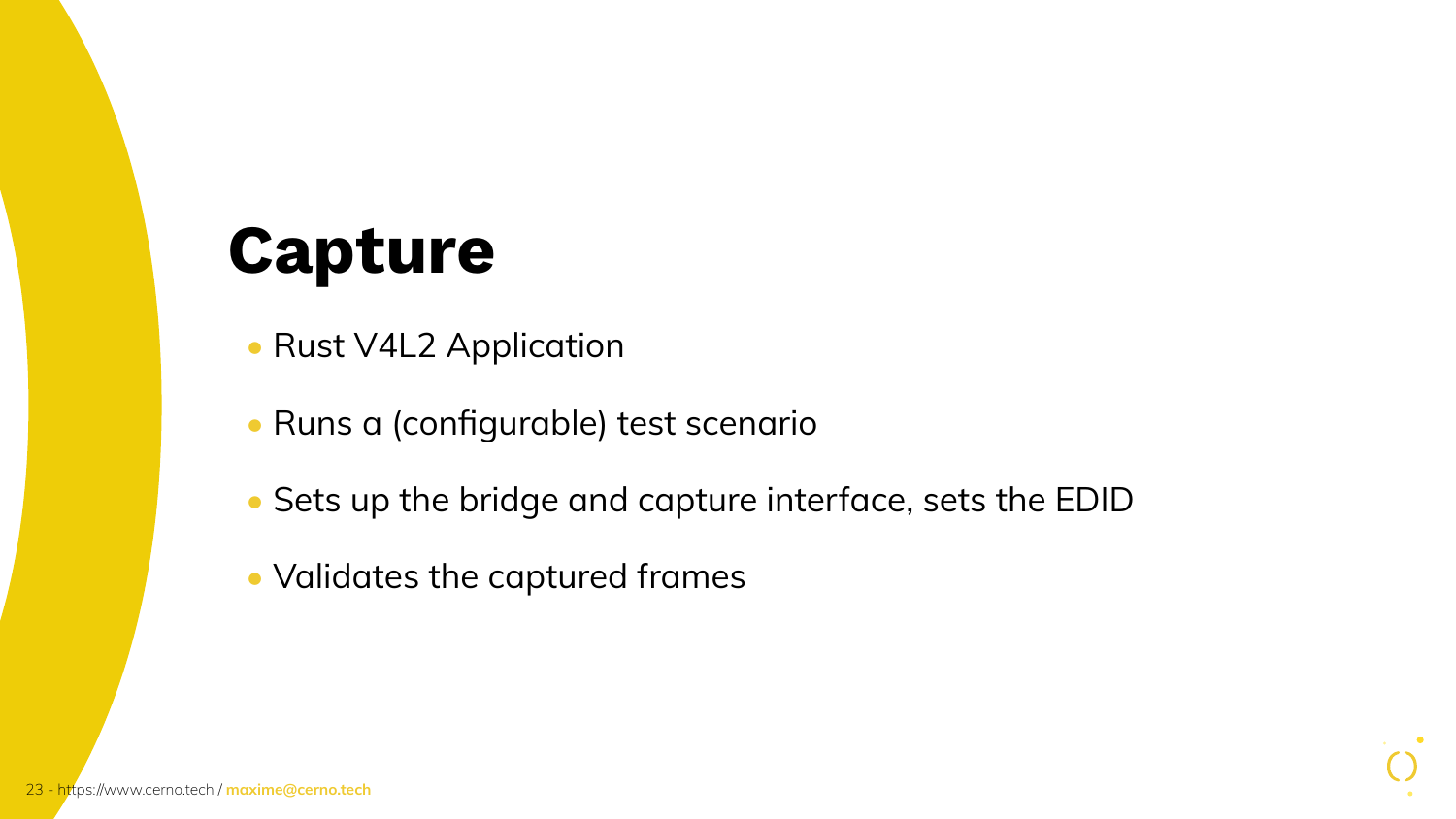# Capture

- Rust V4L2 Application
- Runs a (configurable) test scenario
- Sets up the bridge and capture interface, sets the EDID
- Validates the captured frames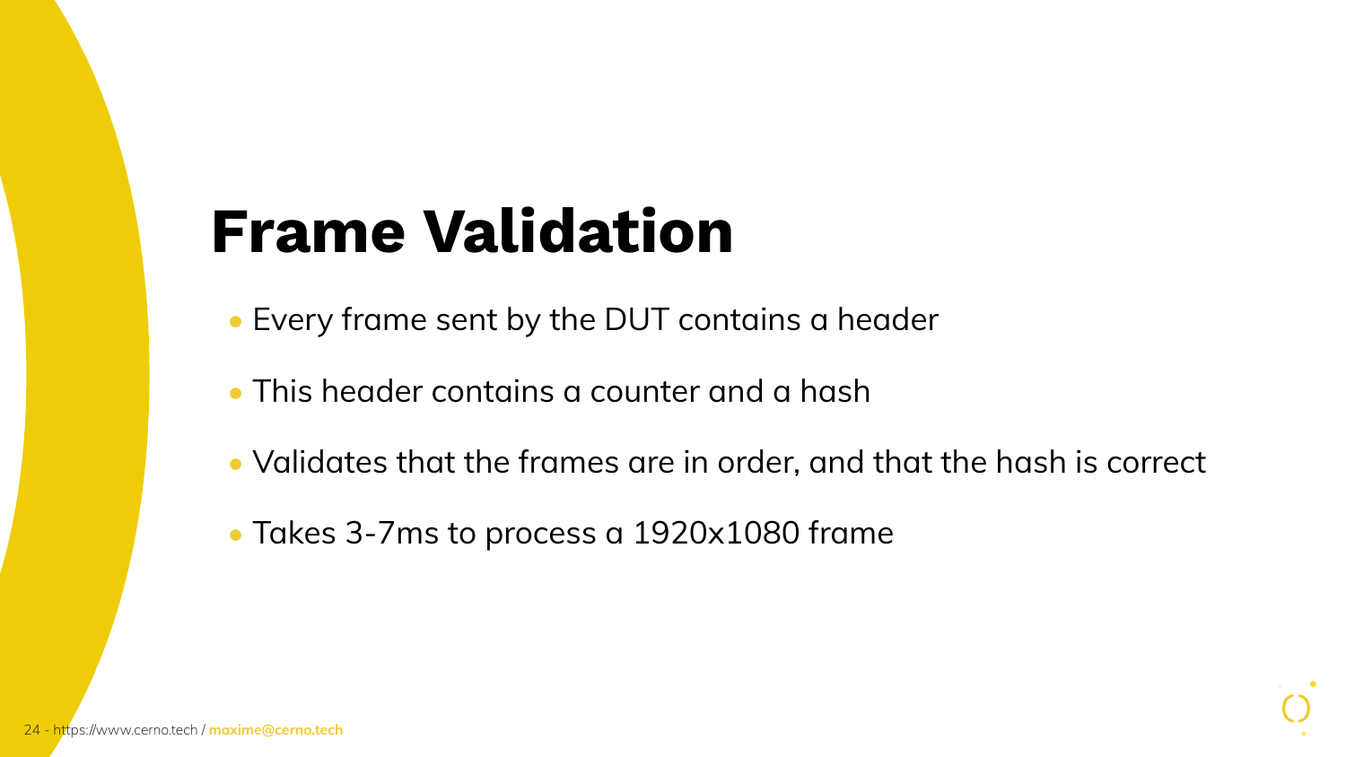# Frame Validation

- Every frame sent by the DUT contains a header
- This header contains a counter and a hash
- Validates that the frames are in order, and that the hash is correct
- Takes 3-7ms to process a 1920x1080 frame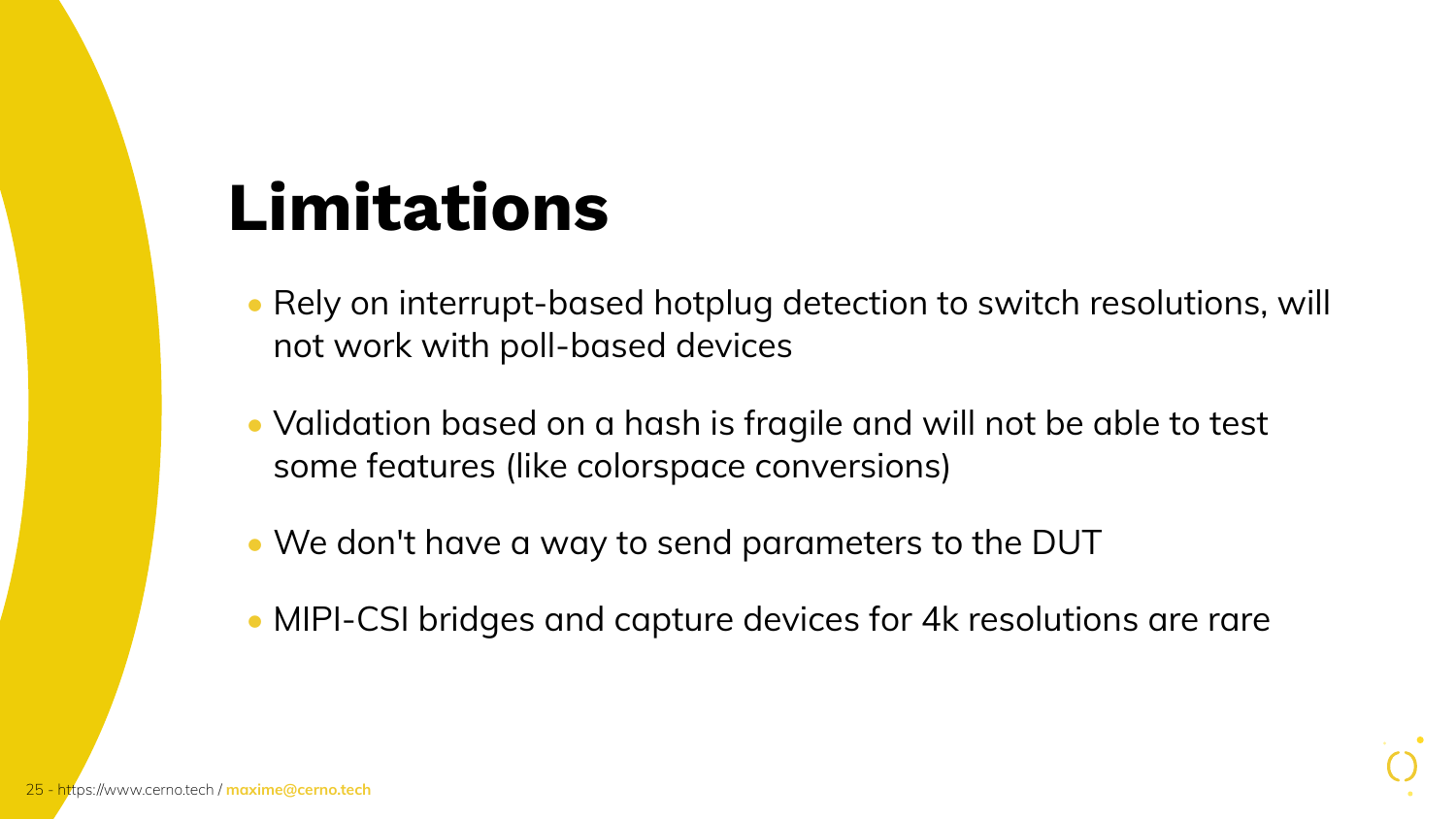# Limitations

- Rely on interrupt-based hotplug detection to switch resolutions, will not work with poll-based devices
- Validation based on a hash is fragile and will not be able to test some features (like colorspace conversions)
- We don't have a way to send parameters to the DUT
- MIPI-CSI bridges and capture devices for 4k resolutions are rare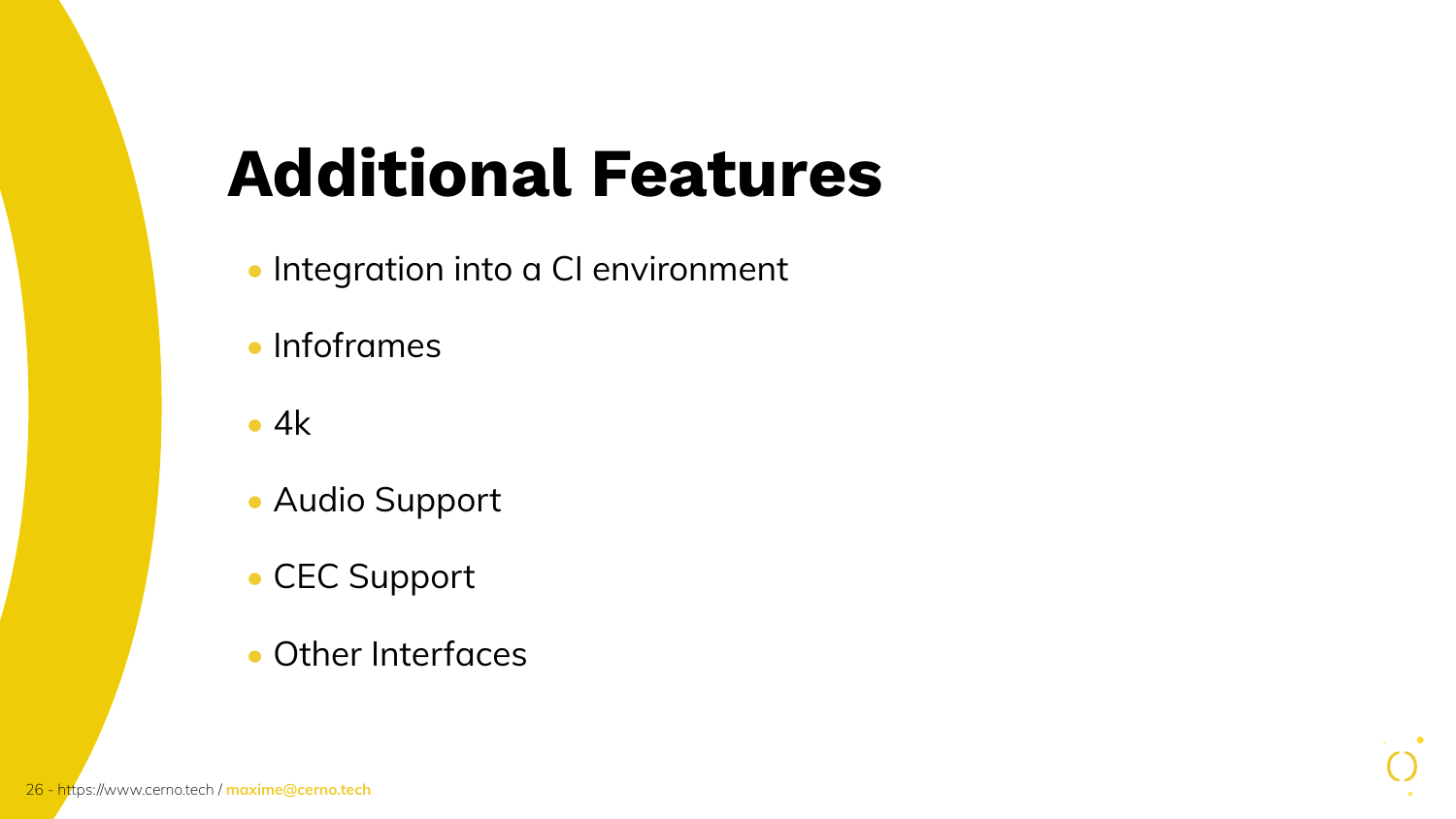# Additional Features

- Integration into a CI environment
- Infoframes
- 4k
- Audio Support
- CEC Support
- Other Interfaces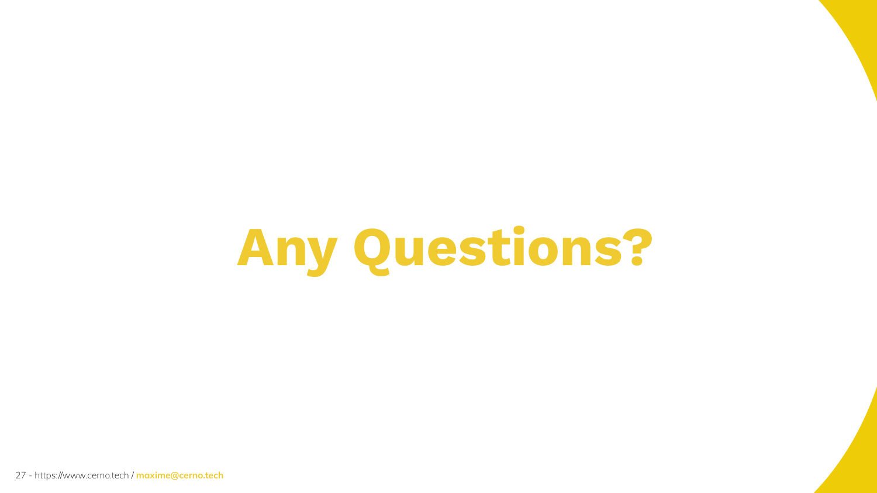# Any Questions?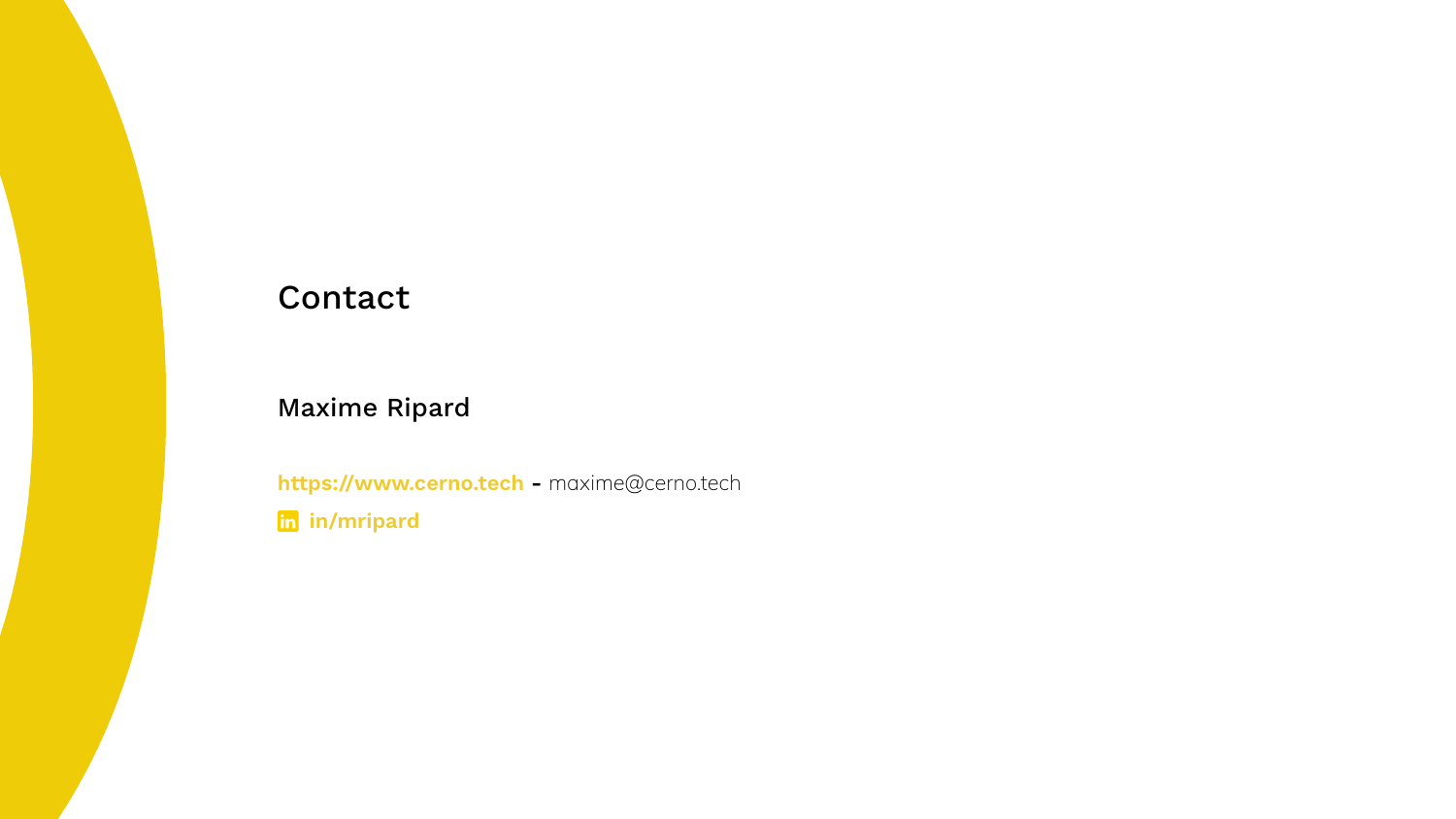# Contact

**Maxime Ripard**

**https://www.cerno.tech** - maxime@cerno.tech

**in/mripard**